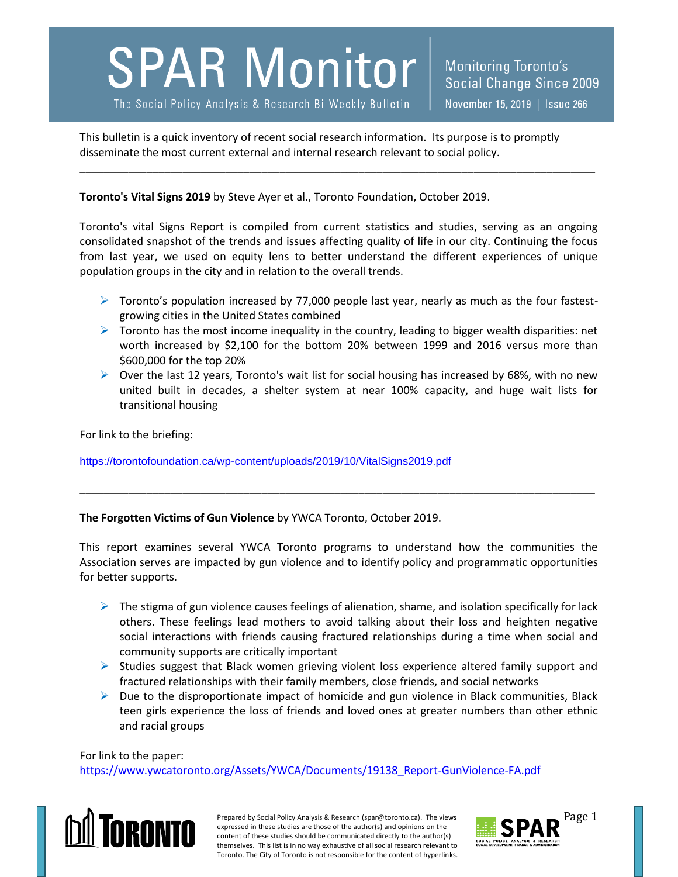# SPAR Monitor

The Social Policy Analysis & Research Bi-Weekly Bulletin

Monitoring Toronto's Social Change Since 2009

November 15, 2019 | Issue 266

This bulletin is a quick inventory of recent social research information. Its purpose is to promptly disseminate the most current external and internal research relevant to social policy.

---

**Toronto's Vital Signs 2019** by Steve Ayer et al., Toronto Foundation, October 2019.

Toronto's vital Signs Report is compiled from current statistics and studies, serving as an ongoing consolidated snapshot of the trends and issues affecting quality of life in our city. Continuing the focus from last year, we used on equity lens to better understand the different experiences of unique population groups in the city and in relation to the overall trends.

- Toronto's population increased by 77,000 people last year, nearly as much as the four fastest-growing cities in the United States combined
- Toronto has the most income inequality in the country, leading to bigger wealth disparities: net worth increased by $2,100 for the bottom 20% between 1999 and 2016 versus more than $600,000 for the top 20%
- Over the last 12 years, Toronto's wait list for social housing has increased by 68%, with no new united built in decades, a shelter system at near 100% capacity, and huge wait lists for transitional housing

For link to the briefing:

https://torontofoundation.ca/wp-content/uploads/2019/10/VitalSigns2019.pdf

---

**The Forgotten Victims of Gun Violence** by YWCA Toronto, October 2019.

This report examines several YWCA Toronto programs to understand how the communities the Association serves are impacted by gun violence and to identify policy and programmatic opportunities for better supports.

- The stigma of gun violence causes feelings of alienation, shame, and isolation specifically for lack others. These feelings lead mothers to avoid talking about their loss and heighten negative social interactions with friends causing fractured relationships during a time when social and community supports are critically important
- Studies suggest that Black women grieving violent loss experience altered family support and fractured relationships with their family members, close friends, and social networks
- Due to the disproportionate impact of homicide and gun violence in Black communities, Black teen girls experience the loss of friends and loved ones at greater numbers than other ethnic and racial groups

For link to the paper:
https://www.ywcatoronto.org/Assets/YWCA/Documents/19138_Report-GunViolence-FA.pdf

Prepared by Social Policy Analysis & Research (spar@toronto.ca). The views expressed in these studies are those of the author(s) and opinions on the content of these studies should be communicated directly to the author(s) themselves. This list is in no way exhaustive of all social research relevant to Toronto. The City of Toronto is not responsible for the content of hyperlinks.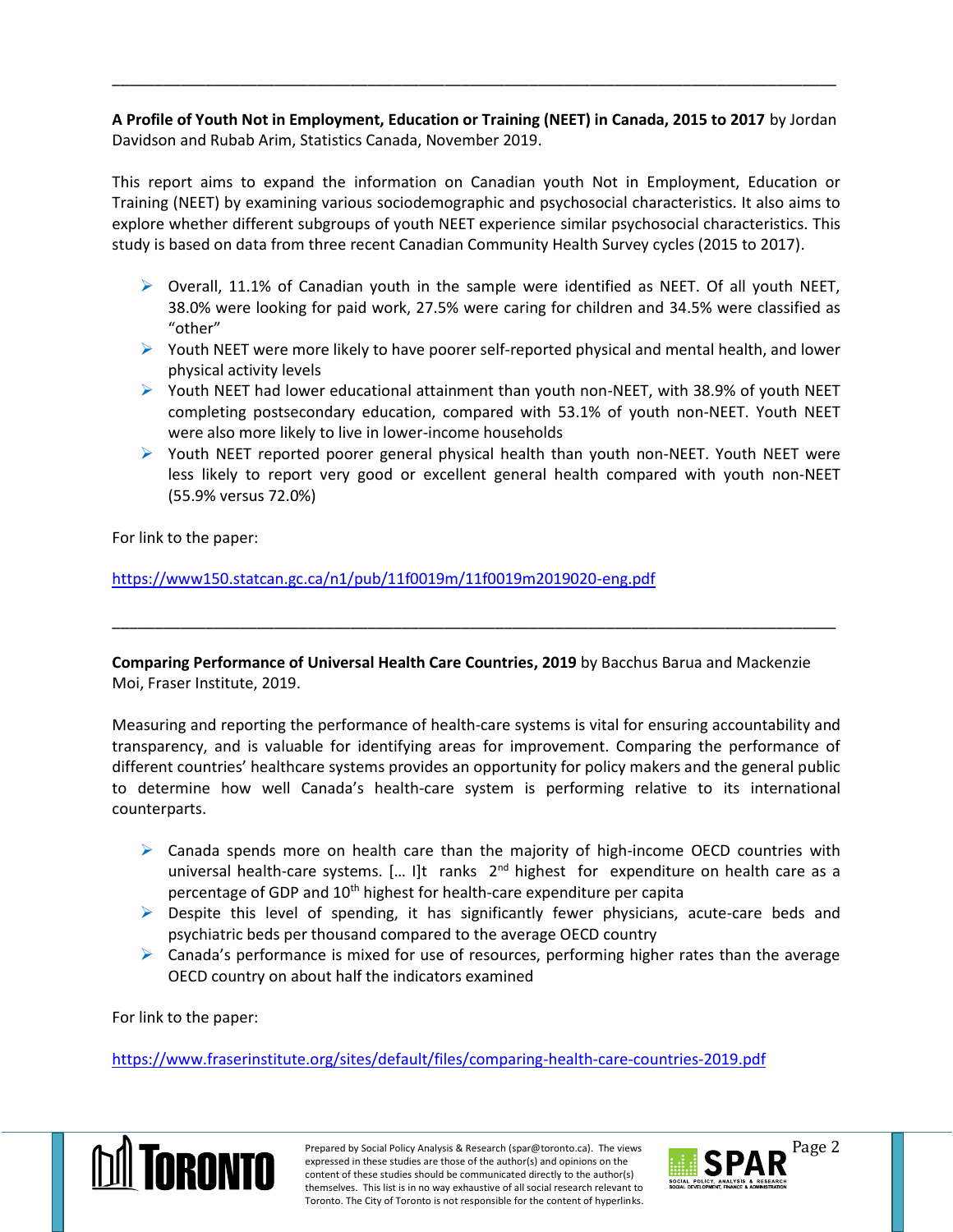---

**A Profile of Youth Not in Employment, Education or Training (NEET) in Canada, 2015 to 2017** by Jordan Davidson and Rubab Arim, Statistics Canada, November 2019.

This report aims to expand the information on Canadian youth Not in Employment, Education or Training (NEET) by examining various sociodemographic and psychosocial characteristics. It also aims to explore whether different subgroups of youth NEET experience similar psychosocial characteristics. This study is based on data from three recent Canadian Community Health Survey cycles (2015 to 2017).

- Overall, 11.1% of Canadian youth in the sample were identified as NEET. Of all youth NEET, 38.0% were looking for paid work, 27.5% were caring for children and 34.5% were classified as "other"
- Youth NEET were more likely to have poorer self-reported physical and mental health, and lower physical activity levels
- Youth NEET had lower educational attainment than youth non-NEET, with 38.9% of youth NEET completing postsecondary education, compared with 53.1% of youth non-NEET. Youth NEET were also more likely to live in lower-income households
- Youth NEET reported poorer general physical health than youth non-NEET. Youth NEET were less likely to report very good or excellent general health compared with youth non-NEET (55.9% versus 72.0%)

For link to the paper:

https://www150.statcan.gc.ca/n1/pub/11f0019m/11f0019m2019020-eng.pdf

---

**Comparing Performance of Universal Health Care Countries, 2019** by Bacchus Barua and Mackenzie Moi, Fraser Institute, 2019.

Measuring and reporting the performance of health-care systems is vital for ensuring accountability and transparency, and is valuable for identifying areas for improvement. Comparing the performance of different countries' healthcare systems provides an opportunity for policy makers and the general public to determine how well Canada's health-care system is performing relative to its international counterparts.

- Canada spends more on health care than the majority of high-income OECD countries with universal health-care systems. [… I]t ranks 2nd highest for expenditure on health care as a percentage of GDP and 10th highest for health-care expenditure per capita
- Despite this level of spending, it has significantly fewer physicians, acute-care beds and psychiatric beds per thousand compared to the average OECD country
- Canada's performance is mixed for use of resources, performing higher rates than the average OECD country on about half the indicators examined

For link to the paper:

https://www.fraserinstitute.org/sites/default/files/comparing-health-care-countries-2019.pdf

Prepared by Social Policy Analysis & Research (spar@toronto.ca). The views expressed in these studies are those of the author(s) and opinions on the content of these studies should be communicated directly to the author(s) themselves. This list is in no way exhaustive of all social research relevant to Toronto. The City of Toronto is not responsible for the content of hyperlinks.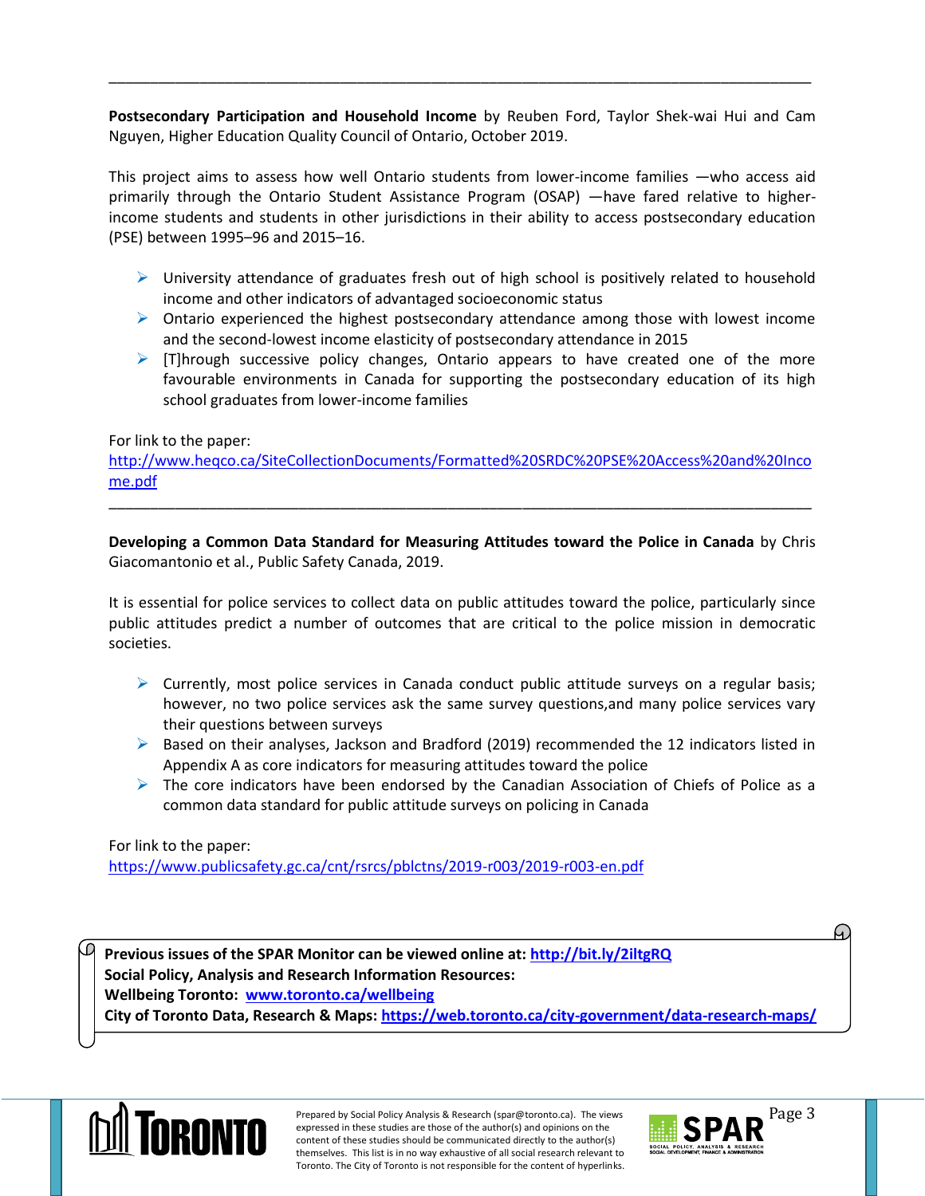---

**Postsecondary Participation and Household Income** by Reuben Ford, Taylor Shek-wai Hui and Cam Nguyen, Higher Education Quality Council of Ontario, October 2019.

This project aims to assess how well Ontario students from lower-income families —who access aid primarily through the Ontario Student Assistance Program (OSAP) —have fared relative to higher-income students and students in other jurisdictions in their ability to access postsecondary education (PSE) between 1995–96 and 2015–16.

- University attendance of graduates fresh out of high school is positively related to household income and other indicators of advantaged socioeconomic status
- Ontario experienced the highest postsecondary attendance among those with lowest income and the second-lowest income elasticity of postsecondary attendance in 2015
- [T]hrough successive policy changes, Ontario appears to have created one of the more favourable environments in Canada for supporting the postsecondary education of its high school graduates from lower-income families

For link to the paper:
[http://www.heqco.ca/SiteCollectionDocuments/Formatted%20SRDC%20PSE%20Access%20and%20Income.pdf](http://www.heqco.ca/SiteCollectionDocuments/Formatted%20SRDC%20PSE%20Access%20and%20Income.pdf)

---

**Developing a Common Data Standard for Measuring Attitudes toward the Police in Canada** by Chris Giacomantonio et al., Public Safety Canada, 2019.

It is essential for police services to collect data on public attitudes toward the police, particularly since public attitudes predict a number of outcomes that are critical to the police mission in democratic societies.

- Currently, most police services in Canada conduct public attitude surveys on a regular basis; however, no two police services ask the same survey questions,and many police services vary their questions between surveys
- Based on their analyses, Jackson and Bradford (2019) recommended the 12 indicators listed in Appendix A as core indicators for measuring attitudes toward the police
- The core indicators have been endorsed by the Canadian Association of Chiefs of Police as a common data standard for public attitude surveys on policing in Canada

For link to the paper:
[https://www.publicsafety.gc.ca/cnt/rsrcs/pblctns/2019-r003/2019-r003-en.pdf](https://www.publicsafety.gc.ca/cnt/rsrcs/pblctns/2019-r003/2019-r003-en.pdf)

**Previous issues of the SPAR Monitor can be viewed online at: [http://bit.ly/2iltgRQ](http://bit.ly/2iltgRQ)**
**Social Policy, Analysis and Research Information Resources:**
**Wellbeing Toronto: [www.toronto.ca/wellbeing](http://www.toronto.ca/wellbeing)**
**City of Toronto Data, Research & Maps: [https://web.toronto.ca/city-government/data-research-maps/](https://web.toronto.ca/city-government/data-research-maps/)**

Prepared by Social Policy Analysis & Research (spar@toronto.ca). The views expressed in these studies are those of the author(s) and opinions on the content of these studies should be communicated directly to the author(s) themselves. This list is in no way exhaustive of all social research relevant to Toronto. The City of Toronto is not responsible for the content of hyperlinks.